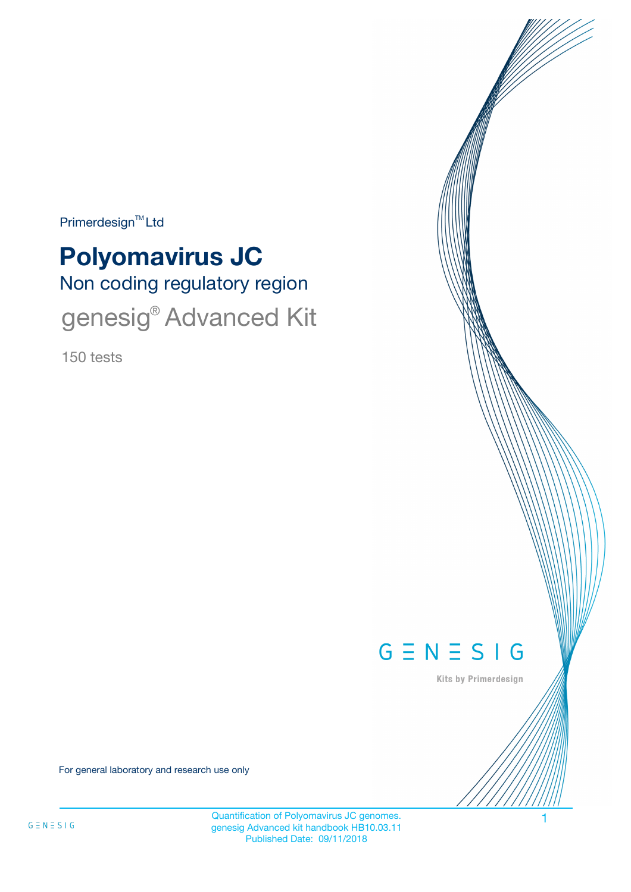Primerdesign™ Ltd

# Polyomavirus JC

## Non coding regulatory region

## genesig® Advanced Kit

150 tests

GENESIG

Kits by Primerdesign

For general laboratory and research use only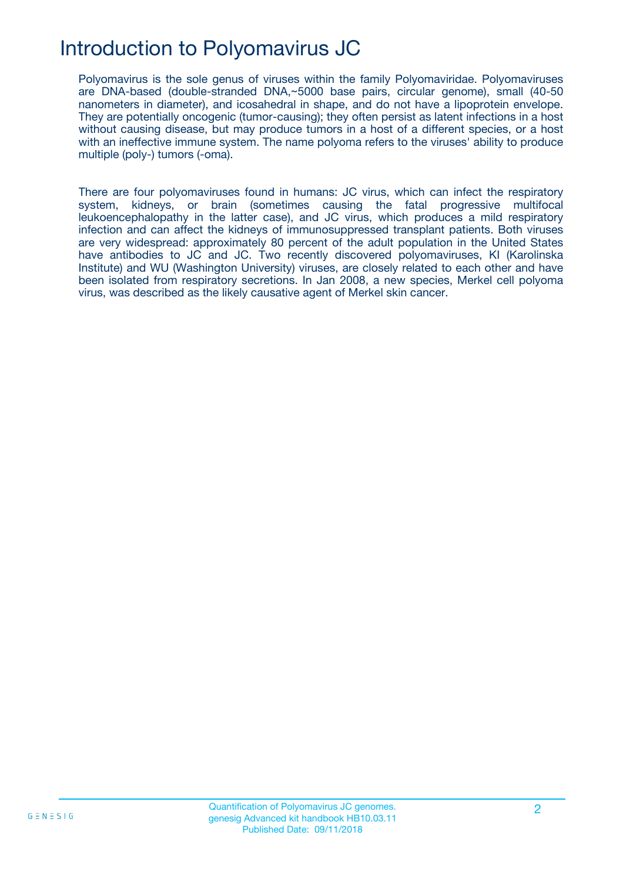# Introduction to Polyomavirus JC

Polyomavirus is the sole genus of viruses within the family Polyomaviridae. Polyomaviruses are DNA-based (double-stranded DNA,~5000 base pairs, circular genome), small (40-50 nanometers in diameter), and icosahedral in shape, and do not have a lipoprotein envelope. They are potentially oncogenic (tumor-causing); they often persist as latent infections in a host without causing disease, but may produce tumors in a host of a different species, or a host with an ineffective immune system. The name polyoma refers to the viruses' ability to produce multiple (poly-) tumors (-oma).

There are four polyomaviruses found in humans: JC virus, which can infect the respiratory system, kidneys, or brain (sometimes causing the fatal progressive multifocal leukoencephalopathy in the latter case), and JC virus, which produces a mild respiratory infection and can affect the kidneys of immunosuppressed transplant patients. Both viruses are very widespread: approximately 80 percent of the adult population in the United States have antibodies to JC and JC. Two recently discovered polyomaviruses, KI (Karolinska Institute) and WU (Washington University) viruses, are closely related to each other and have been isolated from respiratory secretions. In Jan 2008, a new species, Merkel cell polyoma virus, was described as the likely causative agent of Merkel skin cancer.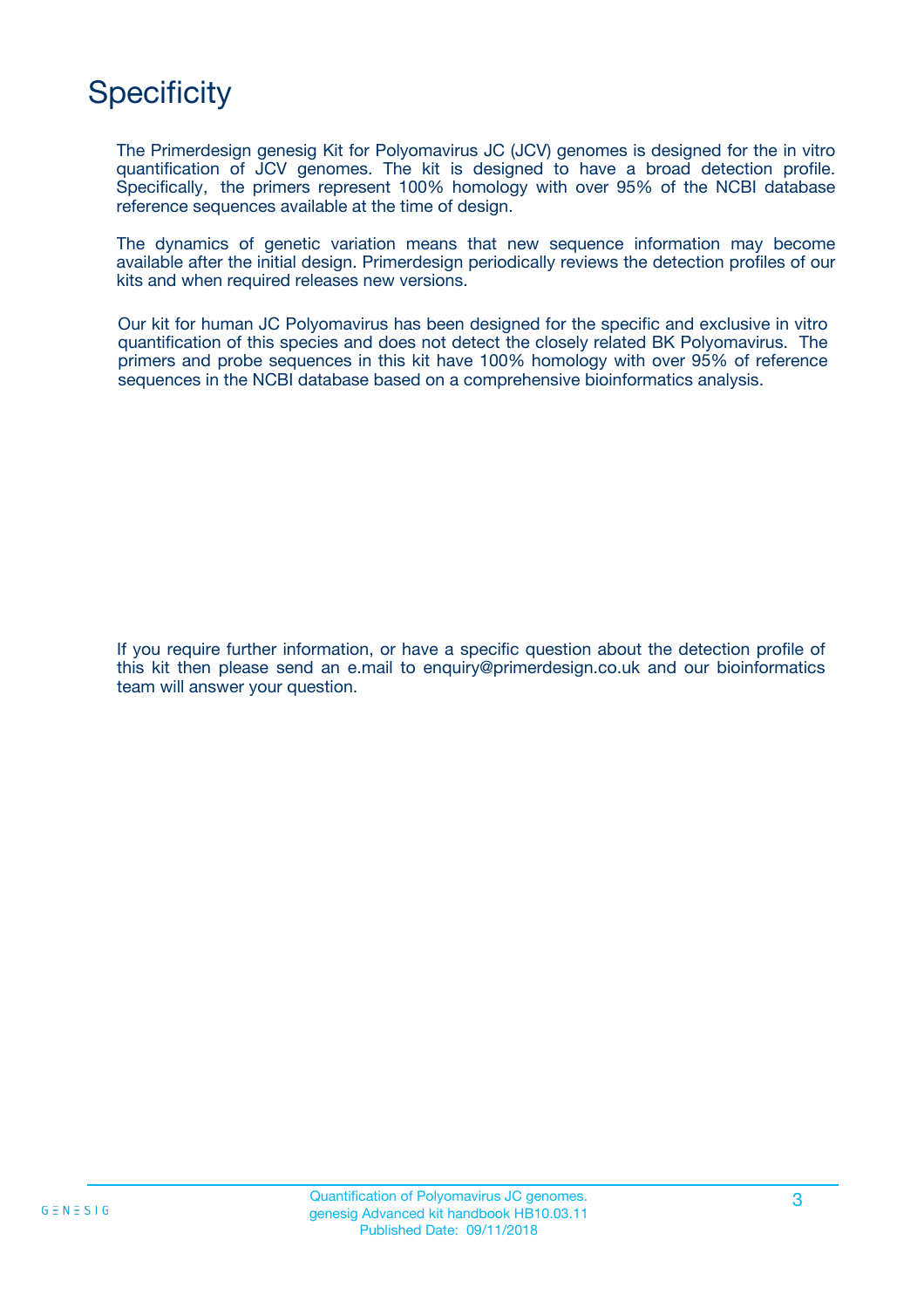# Specificity

The Primerdesign genesig Kit for Polyomavirus JC (JCV) genomes is designed for the in vitro quantification of JCV genomes. The kit is designed to have a broad detection profile. Specifically, the primers represent 100% homology with over 95% of the NCBI database reference sequences available at the time of design.

The dynamics of genetic variation means that new sequence information may become available after the initial design. Primerdesign periodically reviews the detection profiles of our kits and when required releases new versions.

Our kit for human JC Polyomavirus has been designed for the specific and exclusive in vitro quantification of this species and does not detect the closely related BK Polyomavirus. The primers and probe sequences in this kit have 100% homology with over 95% of reference sequences in the NCBI database based on a comprehensive bioinformatics analysis.

If you require further information, or have a specific question about the detection profile of this kit then please send an e.mail to enquiry@primerdesign.co.uk and our bioinformatics team will answer your question.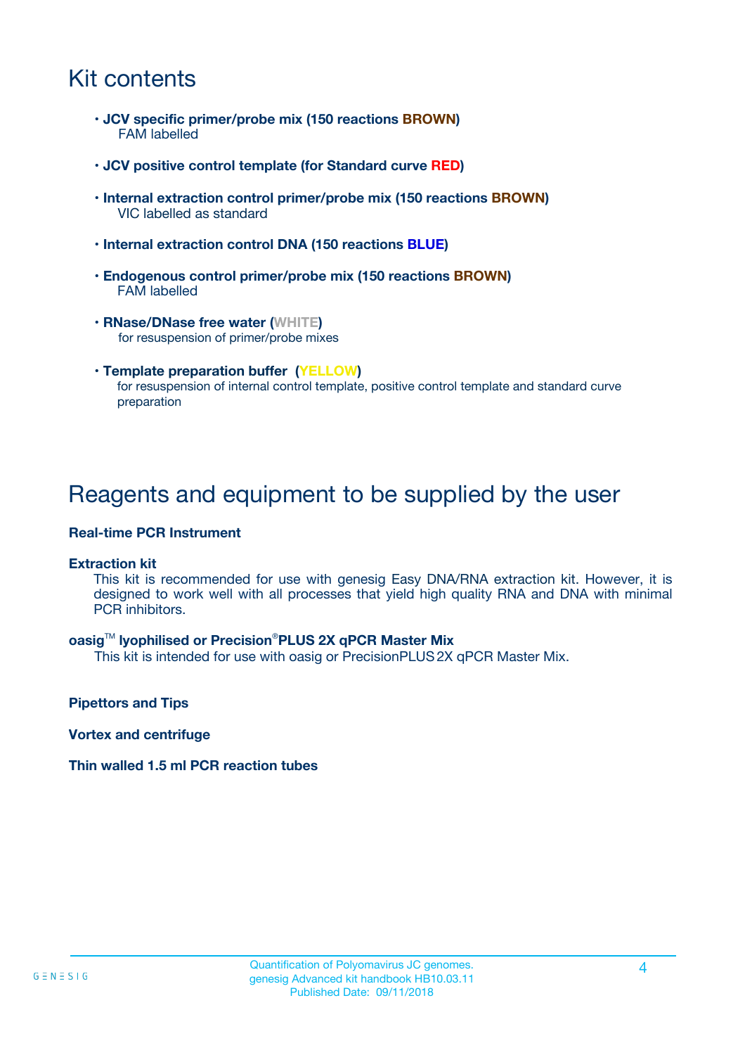# Kit contents

- **JCV specific primer/probe mix (150 reactions BROWN)**
  FAM labelled

- **JCV positive control template (for Standard curve RED)**

- **Internal extraction control primer/probe mix (150 reactions BROWN)**
  VIC labelled as standard

- **Internal extraction control DNA (150 reactions BLUE)**

- **Endogenous control primer/probe mix (150 reactions BROWN)**
  FAM labelled

- **RNase/DNase free water (WHITE)**
  for resuspension of primer/probe mixes

- **Template preparation buffer (YELLOW)**
  for resuspension of internal control template, positive control template and standard curve preparation

# Reagents and equipment to be supplied by the user

**Real-time PCR Instrument**

**Extraction kit**

This kit is recommended for use with genesig Easy DNA/RNA extraction kit. However, it is designed to work well with all processes that yield high quality RNA and DNA with minimal PCR inhibitors.

**oasig™ lyophilised or Precision®PLUS 2X qPCR Master Mix**

This kit is intended for use with oasig or PrecisionPLUS 2X qPCR Master Mix.

**Pipettors and Tips**

**Vortex and centrifuge**

**Thin walled 1.5 ml PCR reaction tubes**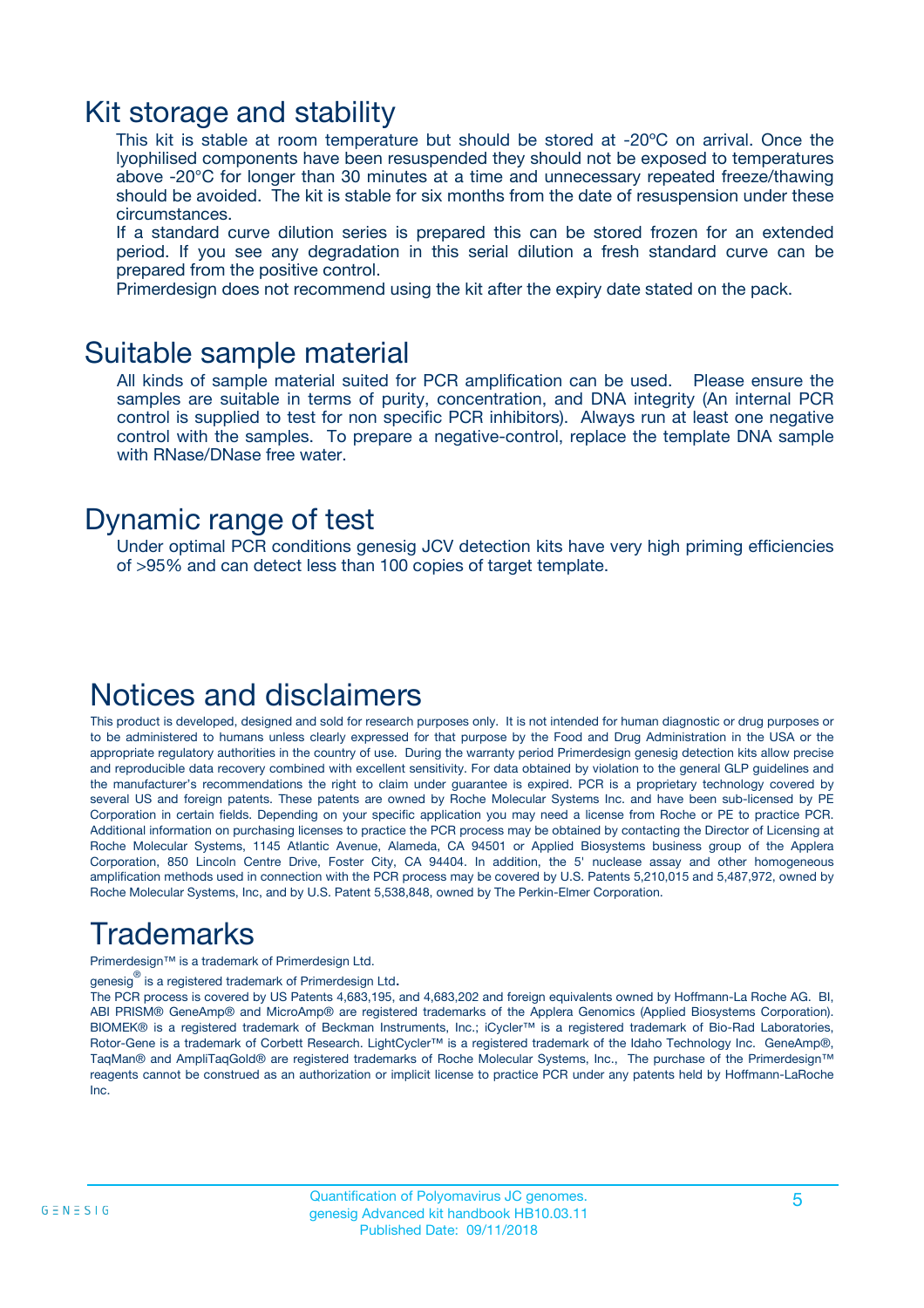## Kit storage and stability

This kit is stable at room temperature but should be stored at -20ºC on arrival. Once the lyophilised components have been resuspended they should not be exposed to temperatures above -20°C for longer than 30 minutes at a time and unnecessary repeated freeze/thawing should be avoided. The kit is stable for six months from the date of resuspension under these circumstances.

If a standard curve dilution series is prepared this can be stored frozen for an extended period. If you see any degradation in this serial dilution a fresh standard curve can be prepared from the positive control.

Primerdesign does not recommend using the kit after the expiry date stated on the pack.

## Suitable sample material

All kinds of sample material suited for PCR amplification can be used. Please ensure the samples are suitable in terms of purity, concentration, and DNA integrity (An internal PCR control is supplied to test for non specific PCR inhibitors). Always run at least one negative control with the samples. To prepare a negative-control, replace the template DNA sample with RNase/DNase free water.

## Dynamic range of test

Under optimal PCR conditions genesig JCV detection kits have very high priming efficiencies of >95% and can detect less than 100 copies of target template.

## Notices and disclaimers

This product is developed, designed and sold for research purposes only. It is not intended for human diagnostic or drug purposes or to be administered to humans unless clearly expressed for that purpose by the Food and Drug Administration in the USA or the appropriate regulatory authorities in the country of use. During the warranty period Primerdesign genesig detection kits allow precise and reproducible data recovery combined with excellent sensitivity. For data obtained by violation to the general GLP guidelines and the manufacturer's recommendations the right to claim under guarantee is expired. PCR is a proprietary technology covered by several US and foreign patents. These patents are owned by Roche Molecular Systems Inc. and have been sub-licensed by PE Corporation in certain fields. Depending on your specific application you may need a license from Roche or PE to practice PCR. Additional information on purchasing licenses to practice the PCR process may be obtained by contacting the Director of Licensing at Roche Molecular Systems, 1145 Atlantic Avenue, Alameda, CA 94501 or Applied Biosystems business group of the Applera Corporation, 850 Lincoln Centre Drive, Foster City, CA 94404. In addition, the 5' nuclease assay and other homogeneous amplification methods used in connection with the PCR process may be covered by U.S. Patents 5,210,015 and 5,487,972, owned by Roche Molecular Systems, Inc, and by U.S. Patent 5,538,848, owned by The Perkin-Elmer Corporation.

## Trademarks

Primerdesign™ is a trademark of Primerdesign Ltd.

genesig® is a registered trademark of Primerdesign Ltd.

The PCR process is covered by US Patents 4,683,195, and 4,683,202 and foreign equivalents owned by Hoffmann-La Roche AG. BI, ABI PRISM® GeneAmp® and MicroAmp® are registered trademarks of the Applera Genomics (Applied Biosystems Corporation). BIOMEK® is a registered trademark of Beckman Instruments, Inc.; iCycler™ is a registered trademark of Bio-Rad Laboratories, Rotor-Gene is a trademark of Corbett Research. LightCycler™ is a registered trademark of the Idaho Technology Inc. GeneAmp®, TaqMan® and AmpliTaqGold® are registered trademarks of Roche Molecular Systems, Inc., The purchase of the Primerdesign™ reagents cannot be construed as an authorization or implicit license to practice PCR under any patents held by Hoffmann-LaRoche Inc.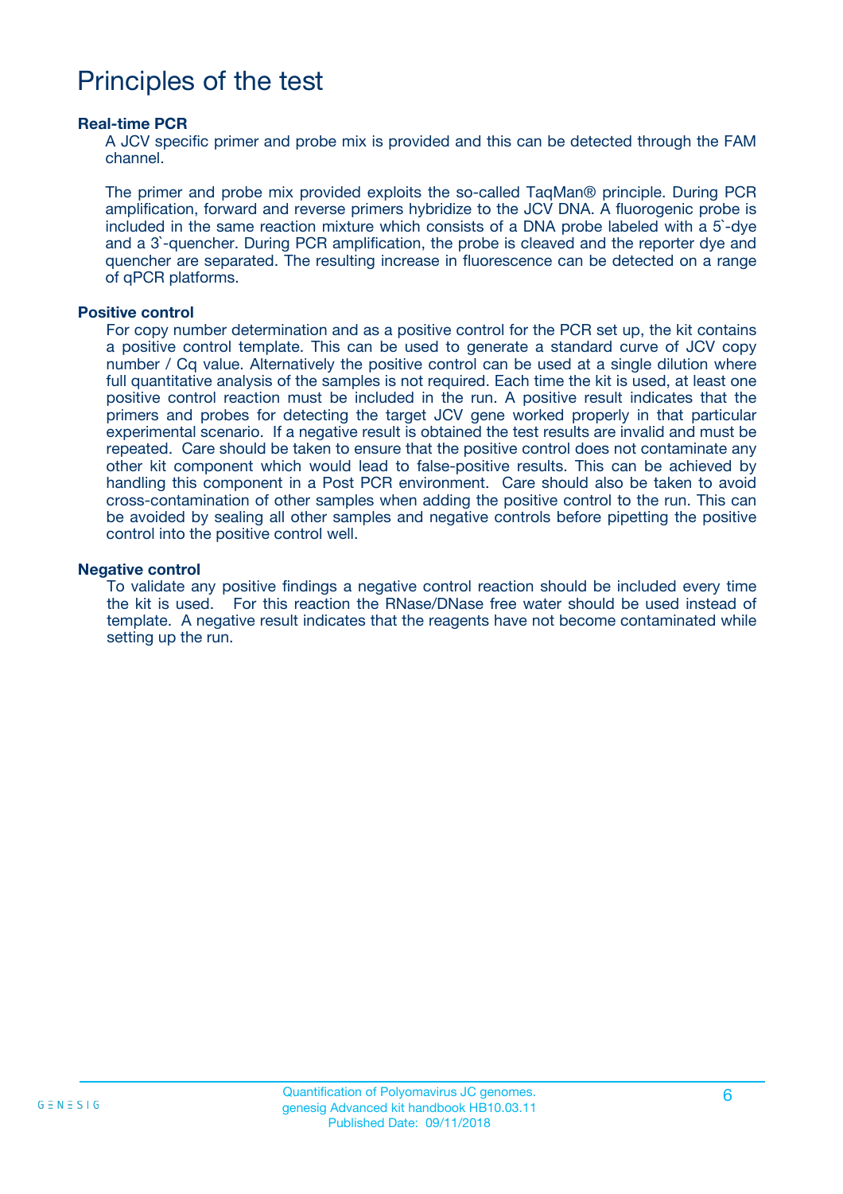# Principles of the test

### Real-time PCR

A JCV specific primer and probe mix is provided and this can be detected through the FAM channel.

The primer and probe mix provided exploits the so-called TaqMan® principle. During PCR amplification, forward and reverse primers hybridize to the JCV DNA. A fluorogenic probe is included in the same reaction mixture which consists of a DNA probe labeled with a 5`-dye and a 3`-quencher. During PCR amplification, the probe is cleaved and the reporter dye and quencher are separated. The resulting increase in fluorescence can be detected on a range of qPCR platforms.

### Positive control

For copy number determination and as a positive control for the PCR set up, the kit contains a positive control template. This can be used to generate a standard curve of JCV copy number / Cq value. Alternatively the positive control can be used at a single dilution where full quantitative analysis of the samples is not required. Each time the kit is used, at least one positive control reaction must be included in the run. A positive result indicates that the primers and probes for detecting the target JCV gene worked properly in that particular experimental scenario. If a negative result is obtained the test results are invalid and must be repeated. Care should be taken to ensure that the positive control does not contaminate any other kit component which would lead to false-positive results. This can be achieved by handling this component in a Post PCR environment. Care should also be taken to avoid cross-contamination of other samples when adding the positive control to the run. This can be avoided by sealing all other samples and negative controls before pipetting the positive control into the positive control well.

### Negative control

To validate any positive findings a negative control reaction should be included every time the kit is used. For this reaction the RNase/DNase free water should be used instead of template. A negative result indicates that the reagents have not become contaminated while setting up the run.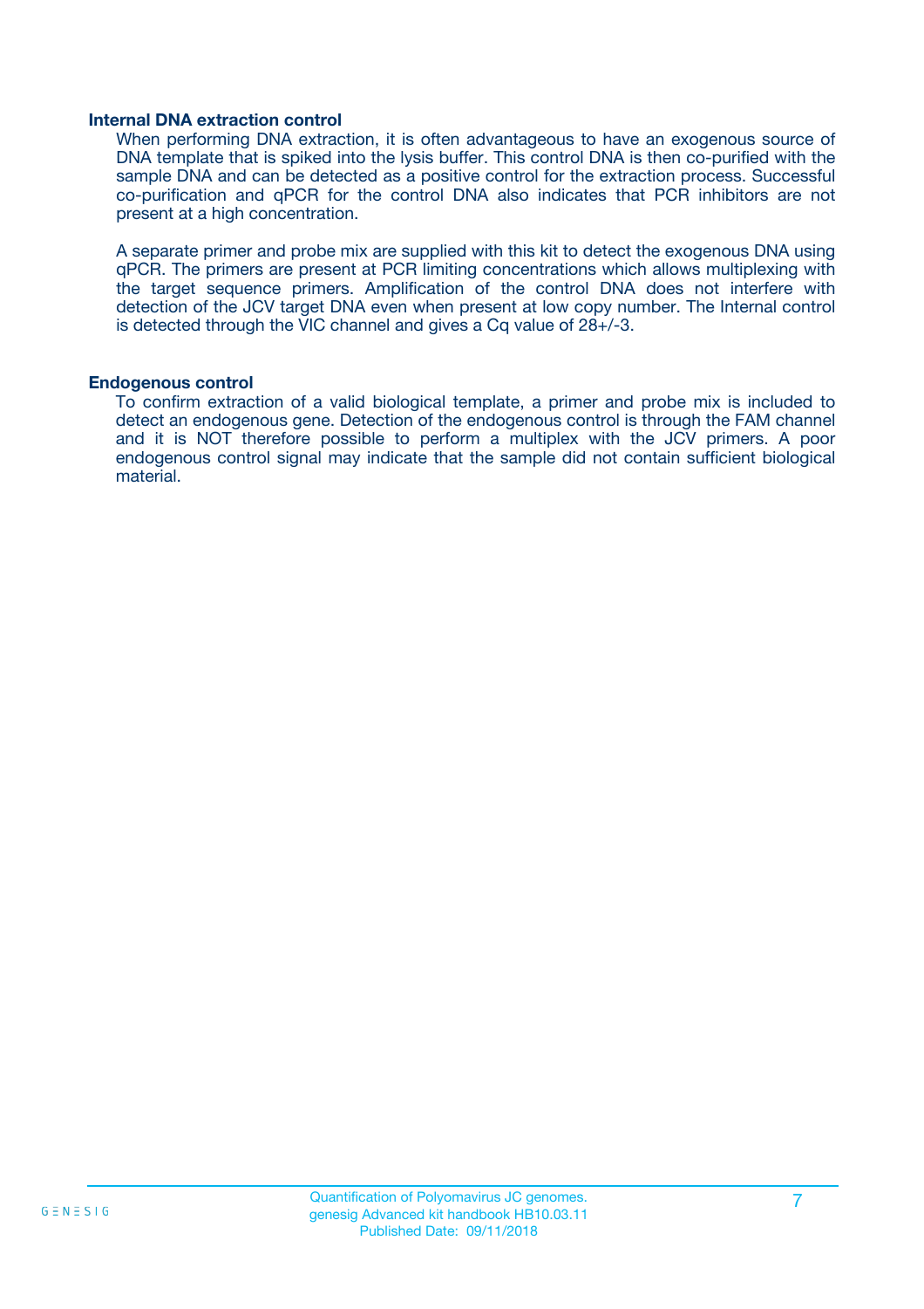### Internal DNA extraction control

When performing DNA extraction, it is often advantageous to have an exogenous source of DNA template that is spiked into the lysis buffer. This control DNA is then co-purified with the sample DNA and can be detected as a positive control for the extraction process. Successful co-purification and qPCR for the control DNA also indicates that PCR inhibitors are not present at a high concentration.

A separate primer and probe mix are supplied with this kit to detect the exogenous DNA using qPCR. The primers are present at PCR limiting concentrations which allows multiplexing with the target sequence primers. Amplification of the control DNA does not interfere with detection of the JCV target DNA even when present at low copy number. The Internal control is detected through the VIC channel and gives a Cq value of 28+/-3.

### Endogenous control

To confirm extraction of a valid biological template, a primer and probe mix is included to detect an endogenous gene. Detection of the endogenous control is through the FAM channel and it is NOT therefore possible to perform a multiplex with the JCV primers. A poor endogenous control signal may indicate that the sample did not contain sufficient biological material.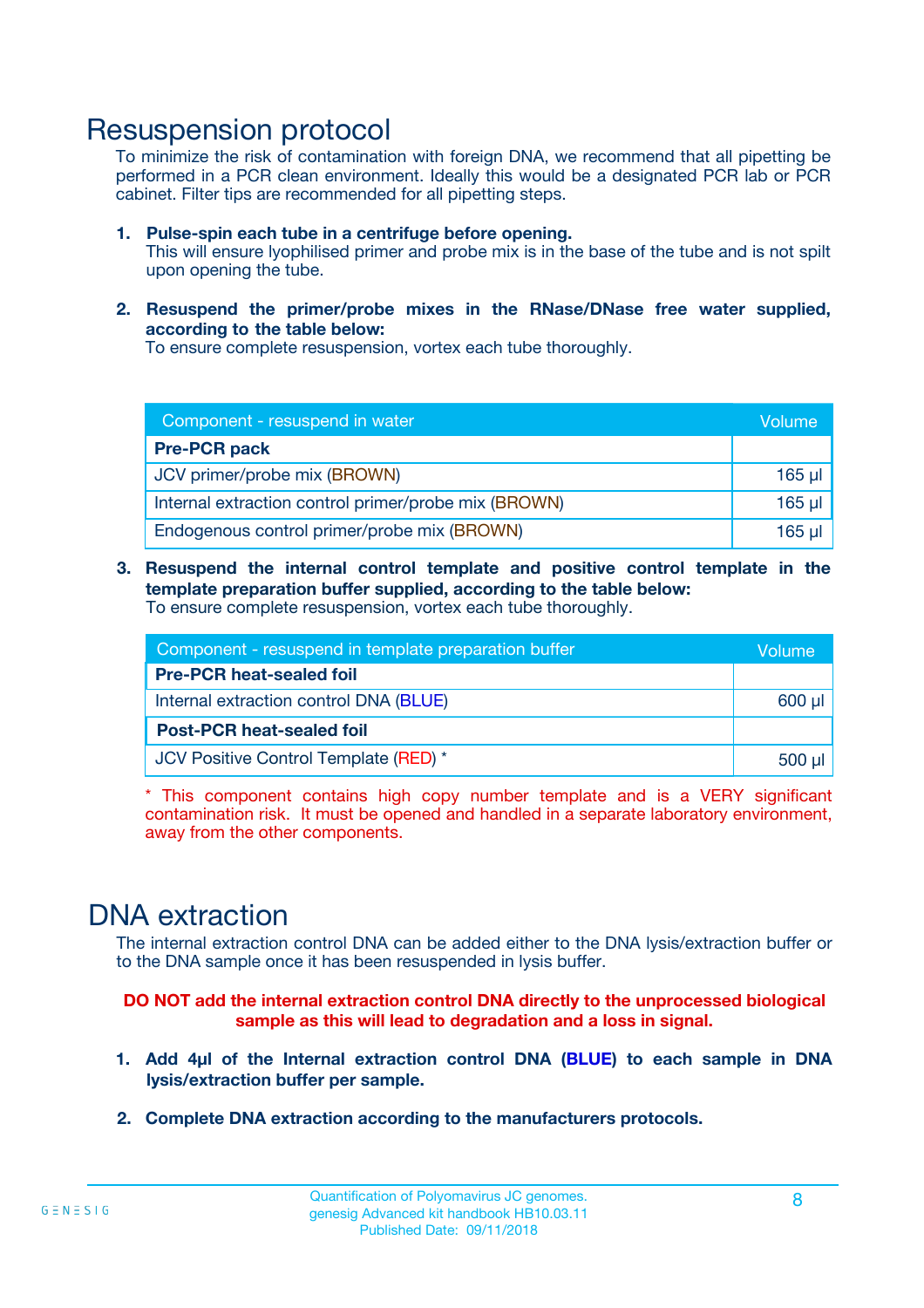# Resuspension protocol

To minimize the risk of contamination with foreign DNA, we recommend that all pipetting be performed in a PCR clean environment. Ideally this would be a designated PCR lab or PCR cabinet. Filter tips are recommended for all pipetting steps.

1. **Pulse-spin each tube in a centrifuge before opening.**
   This will ensure lyophilised primer and probe mix is in the base of the tube and is not spilt upon opening the tube.

2. **Resuspend the primer/probe mixes in the RNase/DNase free water supplied, according to the table below:**
   To ensure complete resuspension, vortex each tube thoroughly.

| Component - resuspend in water | Volume |
|---|---|
| **Pre-PCR pack** | |
| JCV primer/probe mix (BROWN) | 165 µl |
| Internal extraction control primer/probe mix (BROWN) | 165 µl |
| Endogenous control primer/probe mix (BROWN) | 165 µl |

3. **Resuspend the internal control template and positive control template in the template preparation buffer supplied, according to the table below:**
   To ensure complete resuspension, vortex each tube thoroughly.

| Component - resuspend in template preparation buffer | Volume |
|---|---|
| **Pre-PCR heat-sealed foil** | |
| Internal extraction control DNA (BLUE) | 600 µl |
| **Post-PCR heat-sealed foil** | |
| JCV Positive Control Template (RED) * | 500 µl |

\* This component contains high copy number template and is a VERY significant contamination risk. It must be opened and handled in a separate laboratory environment, away from the other components.

# DNA extraction

The internal extraction control DNA can be added either to the DNA lysis/extraction buffer or to the DNA sample once it has been resuspended in lysis buffer.

**DO NOT add the internal extraction control DNA directly to the unprocessed biological sample as this will lead to degradation and a loss in signal.**

1. **Add 4µl of the Internal extraction control DNA (BLUE) to each sample in DNA lysis/extraction buffer per sample.**

2. **Complete DNA extraction according to the manufacturers protocols.**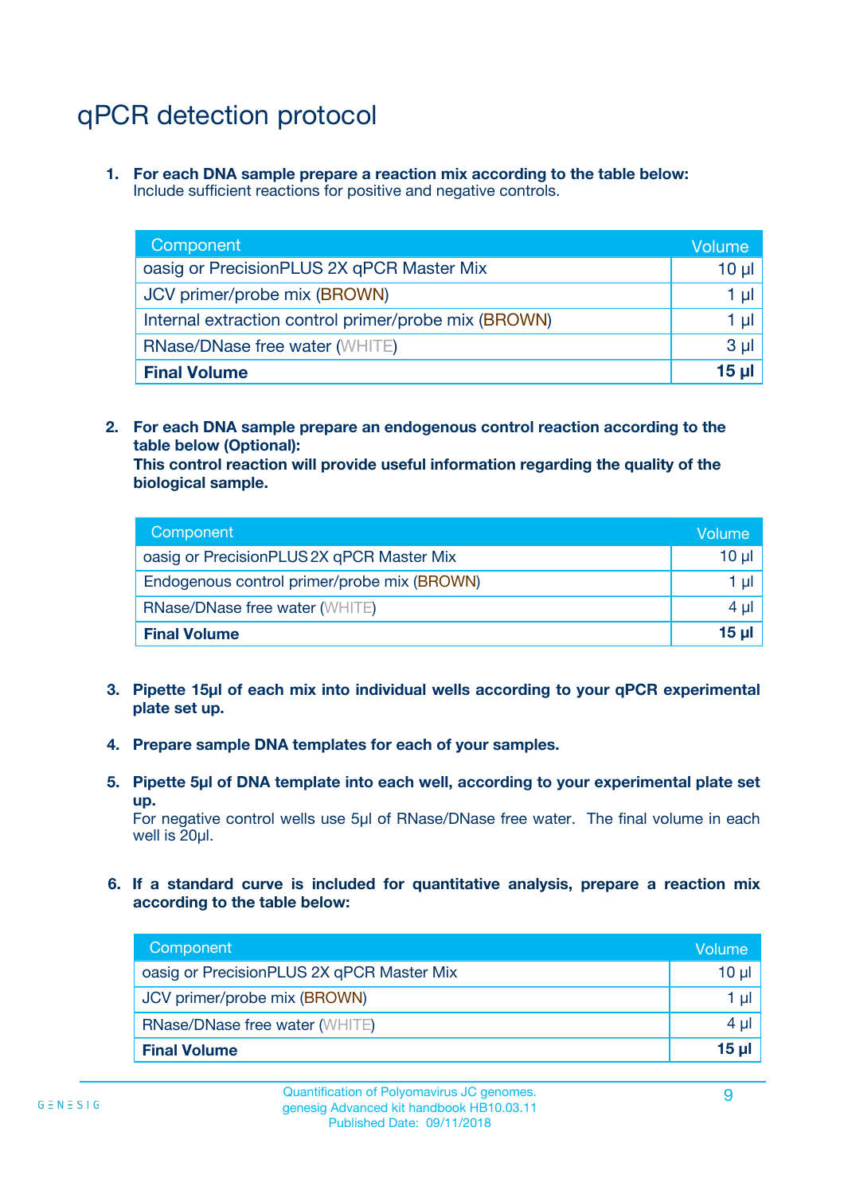# qPCR detection protocol

1. **For each DNA sample prepare a reaction mix according to the table below:**
   Include sufficient reactions for positive and negative controls.

| Component | Volume |
|---|---|
| oasig or PrecisionPLUS 2X qPCR Master Mix | 10 µl |
| JCV primer/probe mix (BROWN) | 1 µl |
| Internal extraction control primer/probe mix (BROWN) | 1 µl |
| RNase/DNase free water (WHITE) | 3 µl |
| **Final Volume** | **15 µl** |

2. **For each DNA sample prepare an endogenous control reaction according to the table below (Optional):**
   **This control reaction will provide useful information regarding the quality of the biological sample.**

| Component | Volume |
|---|---|
| oasig or PrecisionPLUS 2X qPCR Master Mix | 10 µl |
| Endogenous control primer/probe mix (BROWN) | 1 µl |
| RNase/DNase free water (WHITE) | 4 µl |
| **Final Volume** | **15 µl** |

3. **Pipette 15µl of each mix into individual wells according to your qPCR experimental plate set up.**

4. **Prepare sample DNA templates for each of your samples.**

5. **Pipette 5µl of DNA template into each well, according to your experimental plate set up.**
   For negative control wells use 5µl of RNase/DNase free water. The final volume in each well is 20µl.

6. **If a standard curve is included for quantitative analysis, prepare a reaction mix according to the table below:**

| Component | Volume |
|---|---|
| oasig or PrecisionPLUS 2X qPCR Master Mix | 10 µl |
| JCV primer/probe mix (BROWN) | 1 µl |
| RNase/DNase free water (WHITE) | 4 µl |
| **Final Volume** | **15 µl** |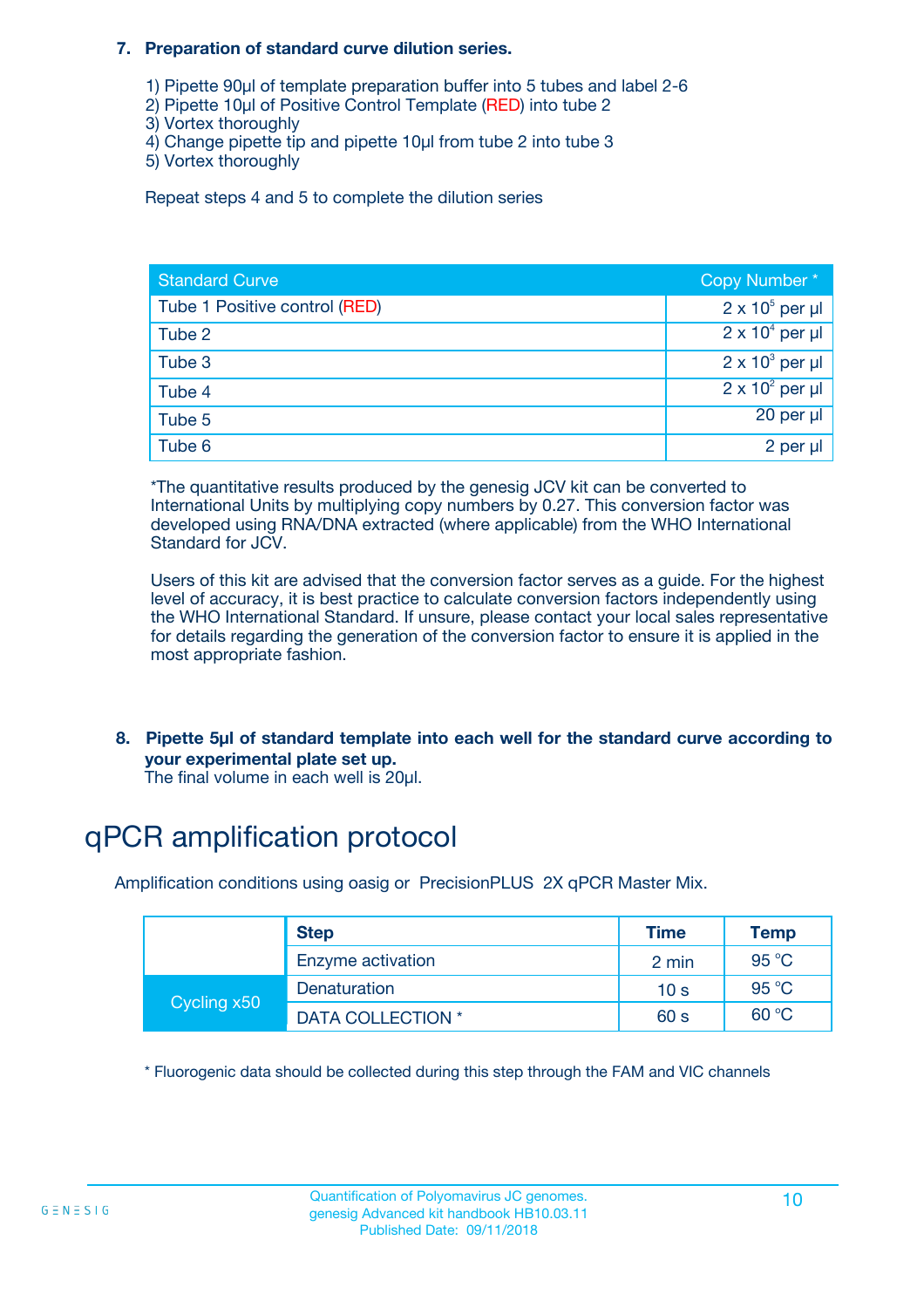7. **Preparation of standard curve dilution series.**

    1) Pipette 90µl of template preparation buffer into 5 tubes and label 2-6
    2) Pipette 10µl of Positive Control Template (RED) into tube 2
    3) Vortex thoroughly
    4) Change pipette tip and pipette 10µl from tube 2 into tube 3
    5) Vortex thoroughly

    Repeat steps 4 and 5 to complete the dilution series

| Standard Curve | Copy Number * |
|---|---|
| Tube 1 Positive control (RED) | $2 \times 10^5$ per µl |
| Tube 2 | $2 \times 10^4$ per µl |
| Tube 3 | $2 \times 10^3$ per µl |
| Tube 4 | $2 \times 10^2$ per µl |
| Tube 5 | 20 per µl |
| Tube 6 | 2 per µl |

*The quantitative results produced by the genesig JCV kit can be converted to International Units by multiplying copy numbers by 0.27. This conversion factor was developed using RNA/DNA extracted (where applicable) from the WHO International Standard for JCV.

Users of this kit are advised that the conversion factor serves as a guide. For the highest level of accuracy, it is best practice to calculate conversion factors independently using the WHO International Standard. If unsure, please contact your local sales representative for details regarding the generation of the conversion factor to ensure it is applied in the most appropriate fashion.

8. **Pipette 5µl of standard template into each well for the standard curve according to your experimental plate set up.**
    The final volume in each well is 20µl.

# qPCR amplification protocol

Amplification conditions using oasig or PrecisionPLUS 2X qPCR Master Mix.

| | Step | Time | Temp |
|---|---|---|---|
| | Enzyme activation | 2 min | 95 °C |
| Cycling x50 | Denaturation | 10 s | 95 °C |
| | DATA COLLECTION * | 60 s | 60 °C |

\* Fluorogenic data should be collected during this step through the FAM and VIC channels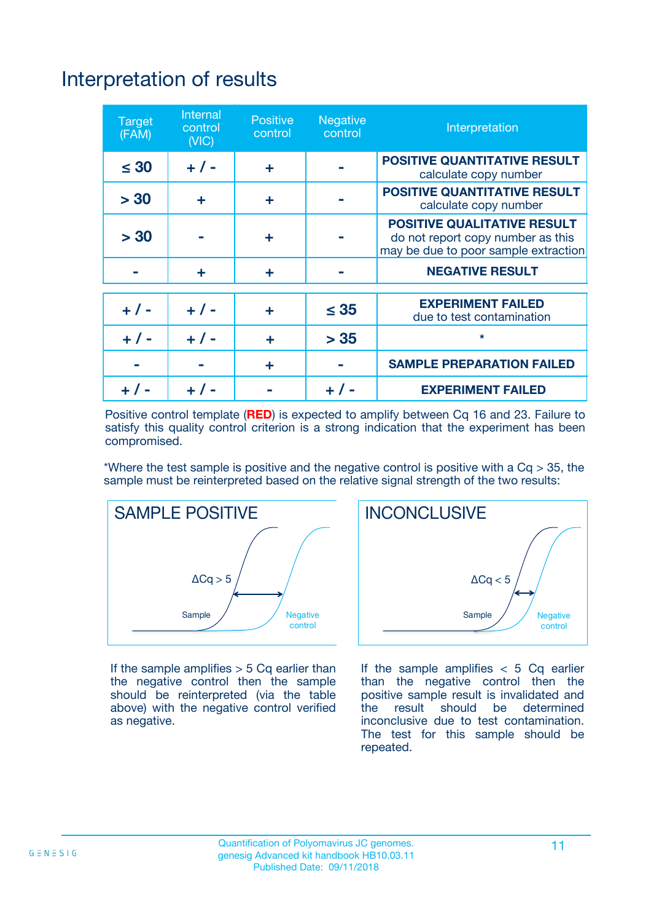# Interpretation of results

| Target (FAM) | Internal control (VIC) | Positive control | Negative control | Interpretation |
|---|---|---|---|---|
| ≤ 30 | + / - | + | - | **POSITIVE QUANTITATIVE RESULT** calculate copy number |
| > 30 | + | + | - | **POSITIVE QUANTITATIVE RESULT** calculate copy number |
| > 30 | - | + | - | **POSITIVE QUALITATIVE RESULT** do not report copy number as this may be due to poor sample extraction |
| - | + | + | - | **NEGATIVE RESULT** |
| + / - | + / - | + | ≤ 35 | **EXPERIMENT FAILED** due to test contamination |
| + / - | + / - | + | > 35 | * |
| - | - | + | - | **SAMPLE PREPARATION FAILED** |
| + / - | + / - | - | + / - | **EXPERIMENT FAILED** |

Positive control template (**RED**) is expected to amplify between Cq 16 and 23. Failure to satisfy this quality control criterion is a strong indication that the experiment has been compromised.

*Where the test sample is positive and the negative control is positive with a Cq > 35, the sample must be reinterpreted based on the relative signal strength of the two results:

**SAMPLE POSITIVE**

ΔCq > 5

Sample

Negative control

If the sample amplifies > 5 Cq earlier than the negative control then the sample should be reinterpreted (via the table above) with the negative control verified as negative.

**INCONCLUSIVE**

ΔCq < 5

Sample

Negative control

If the sample amplifies < 5 Cq earlier than the negative control then the positive sample result is invalidated and the result should be determined inconclusive due to test contamination. The test for this sample should be repeated.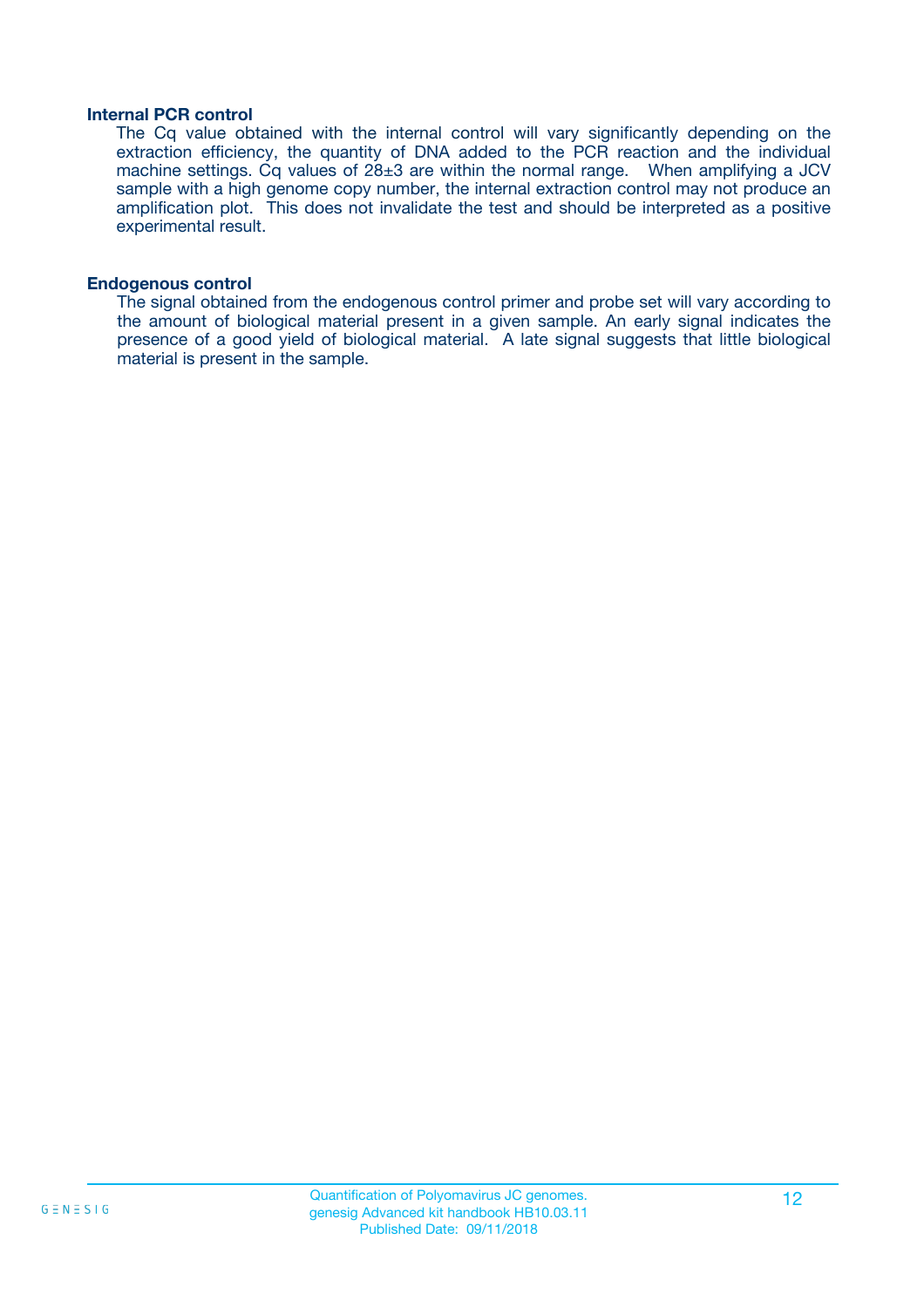### Internal PCR control

The Cq value obtained with the internal control will vary significantly depending on the extraction efficiency, the quantity of DNA added to the PCR reaction and the individual machine settings. Cq values of $28\pm3$ are within the normal range. When amplifying a JCV sample with a high genome copy number, the internal extraction control may not produce an amplification plot. This does not invalidate the test and should be interpreted as a positive experimental result.

### Endogenous control

The signal obtained from the endogenous control primer and probe set will vary according to the amount of biological material present in a given sample. An early signal indicates the presence of a good yield of biological material. A late signal suggests that little biological material is present in the sample.